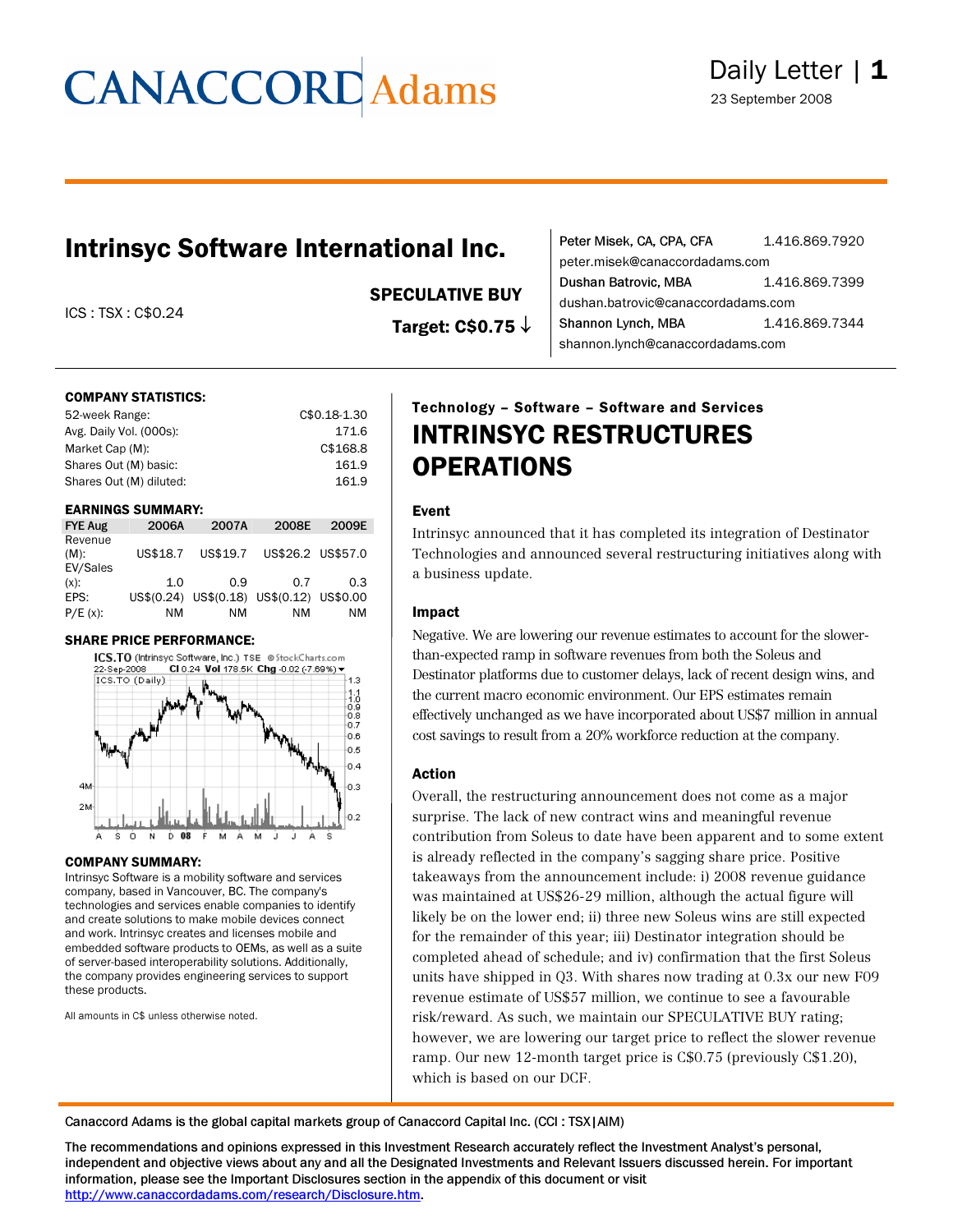# CANACCORD Adams

Daily Letter

23 September 2008

## Intrinsyc Software International Inc.

ICS : TSX : C$0.24

**SPECULATIVE BUY**

**Target: C$0.75 ↓**

Peter Misek, CA, CPA, CFA 1.416.869.7920
peter.misek@canaccordadams.com

Dushan Batrovic, MBA 1.416.869.7399
dushan.batrovic@canaccordadams.com

Shannon Lynch, MBA 1.416.869.7344
shannon.lynch@canaccordadams.com

### COMPANY STATISTICS:

| | |
|---|---|
| 52-week Range: | C$0.18-1.30 |
| Avg. Daily Vol. (000s): | 171.6 |
| Market Cap (M): | C$168.8 |
| Shares Out (M) basic: | 161.9 |
| Shares Out (M) diluted: | 161.9 |

### EARNINGS SUMMARY:

| FYE Aug | 2006A | 2007A | 2008E | 2009E |
|---|---|---|---|---|
| Revenue (M): | US$18.7 | US$19.7 | US$26.2 | US$57.0 |
| EV/Sales (x): | 1.0 | 0.9 | 0.7 | 0.3 |
| EPS: | US$(0.24) | US$(0.18) | US$(0.12) | US$0.00 |
| P/E (x): | NM | NM | NM | NM |

### SHARE PRICE PERFORMANCE:

ICS.TO (Intrinsyc Software, Inc.) TSE ©StockCharts.com
22-Sep-2008 Cl 0.24 Vol 178.5K Chg -0.02 (-7.69%)

### COMPANY SUMMARY:

Intrinsyc Software is a mobility software and services company, based in Vancouver, BC. The company's technologies and services enable companies to identify and create solutions to make mobile devices connect and work. Intrinsyc creates and licenses mobile and embedded software products to OEMs, as well as a suite of server-based interoperability solutions. Additionally, the company provides engineering services to support these products.

All amounts in C$ unless otherwise noted.

**Technology – Software – Software and Services**

# INTRINSYC RESTRUCTURES OPERATIONS

### Event

Intrinsyc announced that it has completed its integration of Destinator Technologies and announced several restructuring initiatives along with a business update.

### Impact

Negative. We are lowering our revenue estimates to account for the slower-than-expected ramp in software revenues from both the Soleus and Destinator platforms due to customer delays, lack of recent design wins, and the current macro economic environment. Our EPS estimates remain effectively unchanged as we have incorporated about US$7 million in annual cost savings to result from a 20% workforce reduction at the company.

### Action

Overall, the restructuring announcement does not come as a major surprise. The lack of new contract wins and meaningful revenue contribution from Soleus to date have been apparent and to some extent is already reflected in the company's sagging share price. Positive takeaways from the announcement include: i) 2008 revenue guidance was maintained at US$26-29 million, although the actual figure will likely be on the lower end; ii) three new Soleus wins are still expected for the remainder of this year; iii) Destinator integration should be completed ahead of schedule; and iv) confirmation that the first Soleus units have shipped in Q3. With shares now trading at 0.3x our new F09 revenue estimate of US$57 million, we continue to see a favourable risk/reward. As such, we maintain our SPECULATIVE BUY rating; however, we are lowering our target price to reflect the slower revenue ramp. Our new 12-month target price is C$0.75 (previously C$1.20), which is based on our DCF.

Canaccord Adams is the global capital markets group of Canaccord Capital Inc. (CCI : TSX|AIM)

The recommendations and opinions expressed in this Investment Research accurately reflect the Investment Analyst's personal, independent and objective views about any and all the Designated Investments and Relevant Issuers discussed herein. For important information, please see the Important Disclosures section in the appendix of this document or visit http://www.canaccordadams.com/research/Disclosure.htm.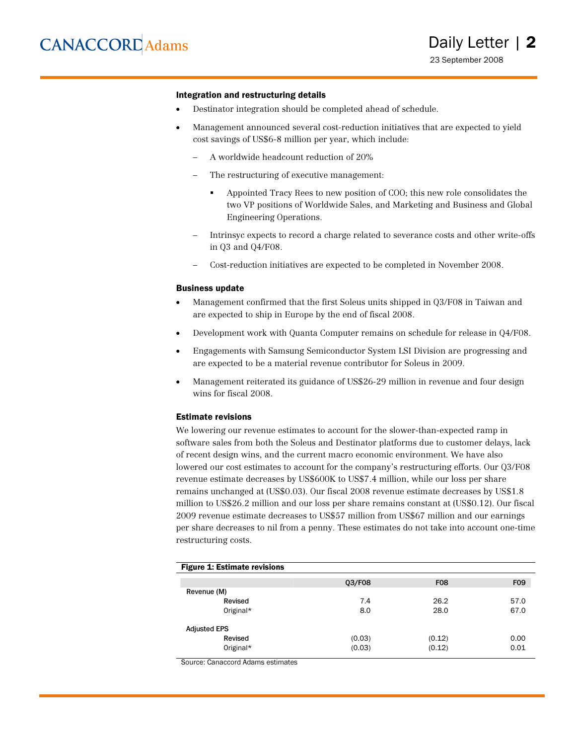### Integration and restructuring details

- Destinator integration should be completed ahead of schedule.
- Management announced several cost-reduction initiatives that are expected to yield cost savings of US$6-8 million per year, which include:
  - A worldwide headcount reduction of 20%
  - The restructuring of executive management:
    - Appointed Tracy Rees to new position of COO; this new role consolidates the two VP positions of Worldwide Sales, and Marketing and Business and Global Engineering Operations.
  - Intrinsyc expects to record a charge related to severance costs and other write-offs in Q3 and Q4/F08.
  - Cost-reduction initiatives are expected to be completed in November 2008.

### Business update

- Management confirmed that the first Soleus units shipped in Q3/F08 in Taiwan and are expected to ship in Europe by the end of fiscal 2008.
- Development work with Quanta Computer remains on schedule for release in Q4/F08.
- Engagements with Samsung Semiconductor System LSI Division are progressing and are expected to be a material revenue contributor for Soleus in 2009.
- Management reiterated its guidance of US$26-29 million in revenue and four design wins for fiscal 2008.

### Estimate revisions

We lowering our revenue estimates to account for the slower-than-expected ramp in software sales from both the Soleus and Destinator platforms due to customer delays, lack of recent design wins, and the current macro economic environment. We have also lowered our cost estimates to account for the company's restructuring efforts. Our Q3/F08 revenue estimate decreases by US$600K to US$7.4 million, while our loss per share remains unchanged at (US$0.03). Our fiscal 2008 revenue estimate decreases by US$1.8 million to US$26.2 million and our loss per share remains constant at (US$0.12). Our fiscal 2009 revenue estimate decreases to US$57 million from US$67 million and our earnings per share decreases to nil from a penny. These estimates do not take into account one-time restructuring costs.

**Figure 1: Estimate revisions**

| | Q3/F08 | F08 | F09 |
|---|---|---|---|
| Revenue (M) | | | |
| Revised | 7.4 | 26.2 | 57.0 |
| Original* | 8.0 | 28.0 | 67.0 |
| | | | |
| Adjusted EPS | | | |
| Revised | (0.03) | (0.12) | 0.00 |
| Original* | (0.03) | (0.12) | 0.01 |

Source: Canaccord Adams estimates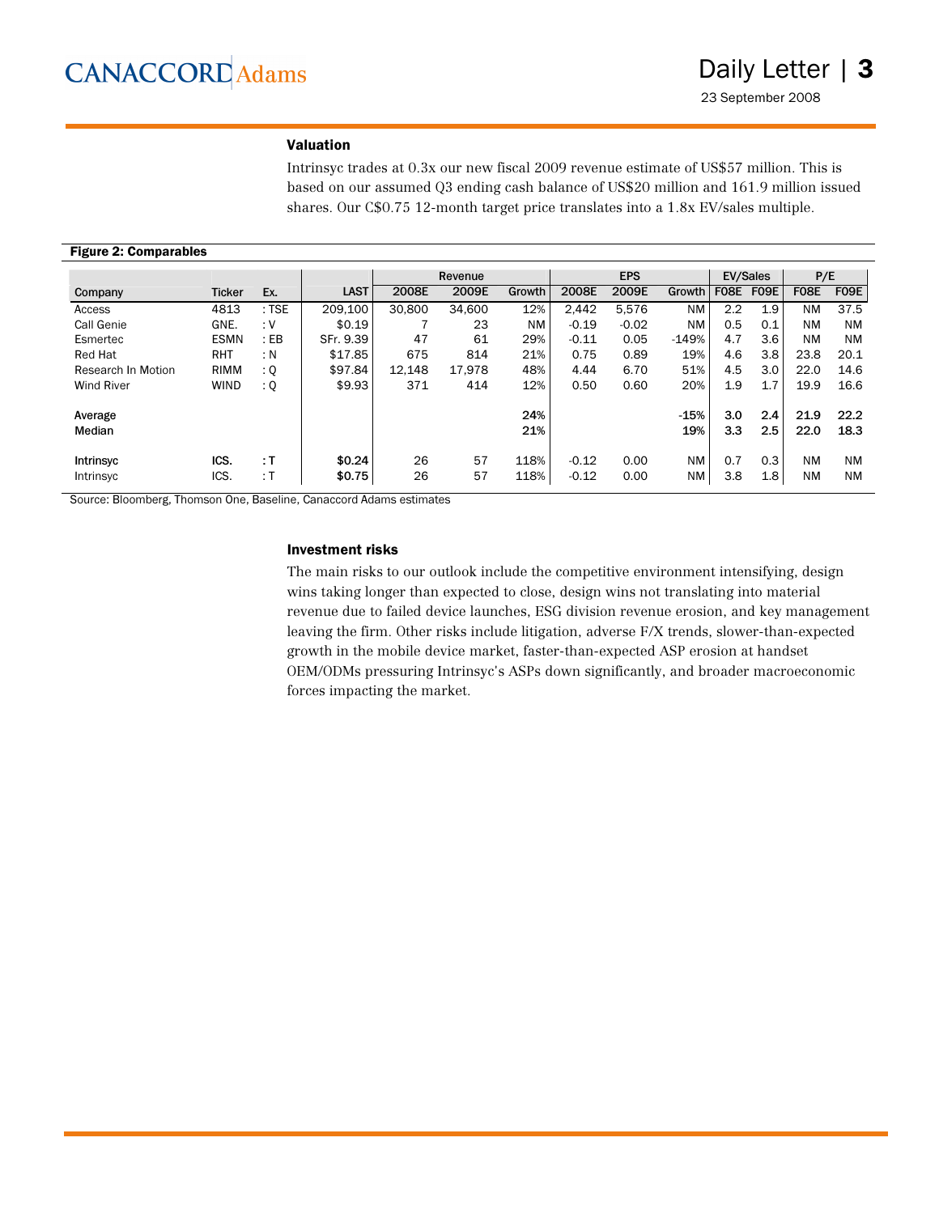### Valuation

Intrinsyc trades at 0.3x our new fiscal 2009 revenue estimate of US$57 million. This is based on our assumed Q3 ending cash balance of US$20 million and 161.9 million issued shares. Our C$0.75 12-month target price translates into a 1.8x EV/sales multiple.

**Figure 2: Comparables**

| | | | | Revenue | | | EPS | | | EV/Sales | | P/E | |
|---|---|---|---|---|---|---|---|---|---|---|---|---|---|
| Company | Ticker | Ex. | LAST | 2008E | 2009E | Growth | 2008E | 2009E | Growth | F08E | F09E | F08E | F09E |
| Access | 4813 | : TSE | 209,100 | 30,800 | 34,600 | 12% | 2,442 | 5,576 | NM | 2.2 | 1.9 | NM | 37.5 |
| Call Genie | GNE. | : V | $0.19 | 7 | 23 | NM | -0.19 | -0.02 | NM | 0.5 | 0.1 | NM | NM |
| Esmertec | ESMN | : EB | SFr. 9.39 | 47 | 61 | 29% | -0.11 | 0.05 | -149% | 4.7 | 3.6 | NM | NM |
| Red Hat | RHT | : N | $17.85 | 675 | 814 | 21% | 0.75 | 0.89 | 19% | 4.6 | 3.8 | 23.8 | 20.1 |
| Research In Motion | RIMM | : Q | $97.84 | 12,148 | 17,978 | 48% | 4.44 | 6.70 | 51% | 4.5 | 3.0 | 22.0 | 14.6 |
| Wind River | WIND | : Q | $9.93 | 371 | 414 | 12% | 0.50 | 0.60 | 20% | 1.9 | 1.7 | 19.9 | 16.6 |
| | | | | | | | | | | | | | |
| **Average** | | | | | | **24%** | | | **-15%** | **3.0** | **2.4** | **21.9** | **22.2** |
| **Median** | | | | | | **21%** | | | **19%** | **3.3** | **2.5** | **22.0** | **18.3** |
| | | | | | | | | | | | | | |
| **Intrinsyc** | **ICS.** | **: T** | **$0.24** | 26 | 57 | 118% | -0.12 | 0.00 | NM | 0.7 | 0.3 | NM | NM |
| Intrinsyc | ICS. | : T | **$0.75** | 26 | 57 | 118% | -0.12 | 0.00 | NM | 3.8 | 1.8 | NM | NM |

Source: Bloomberg, Thomson One, Baseline, Canaccord Adams estimates

### Investment risks

The main risks to our outlook include the competitive environment intensifying, design wins taking longer than expected to close, design wins not translating into material revenue due to failed device launches, ESG division revenue erosion, and key management leaving the firm. Other risks include litigation, adverse F/X trends, slower-than-expected growth in the mobile device market, faster-than-expected ASP erosion at handset OEM/ODMs pressuring Intrinsyc's ASPs down significantly, and broader macroeconomic forces impacting the market.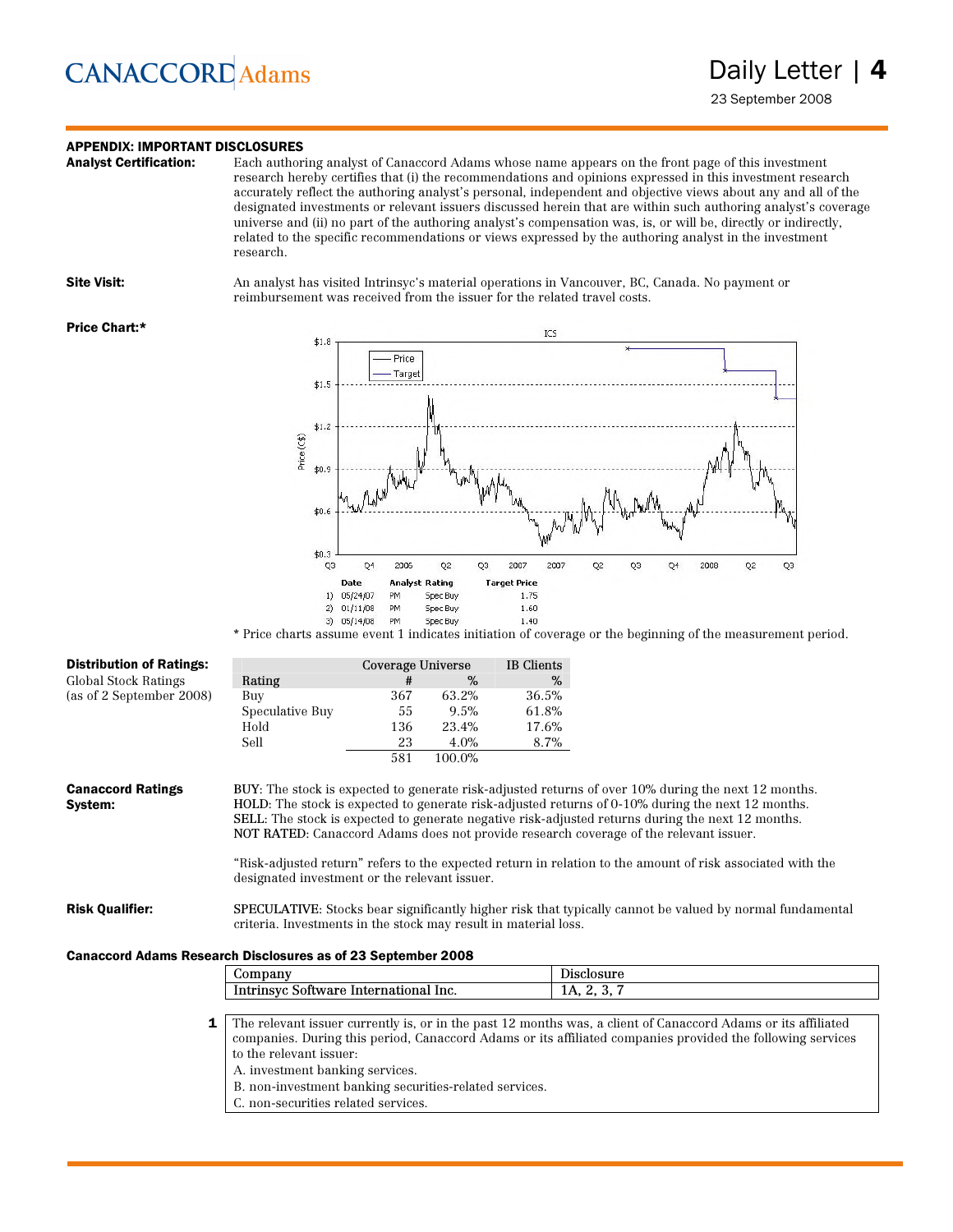## APPENDIX: IMPORTANT DISCLOSURES

**Analyst Certification:** Each authoring analyst of Canaccord Adams whose name appears on the front page of this investment research hereby certifies that (i) the recommendations and opinions expressed in this investment research accurately reflect the authoring analyst's personal, independent and objective views about any and all of the designated investments or relevant issuers discussed herein that are within such authoring analyst's coverage universe and (ii) no part of the authoring analyst's compensation was, is, or will be, directly or indirectly, related to the specific recommendations or views expressed by the authoring analyst in the investment research.

**Site Visit:** An analyst has visited Intrinsyc's material operations in Vancouver, BC, Canada. No payment or reimbursement was received from the issuer for the related travel costs.

**Price Chart:***

| | Date | Analyst | Rating | Target Price |
|---|---|---|---|---|
| 1) | 05/24/07 | PM | Spec Buy | 1.75 |
| 2) | 01/11/08 | PM | Spec Buy | 1.60 |
| 3) | 05/14/08 | PM | Spec Buy | 1.40 |

* Price charts assume event 1 indicates initiation of coverage or the beginning of the measurement period.

**Distribution of Ratings:**
Global Stock Ratings
(as of 2 September 2008)

| Rating | Coverage Universe # | Coverage Universe % | IB Clients % |
|---|---|---|---|
| Buy | 367 | 63.2% | 36.5% |
| Speculative Buy | 55 | 9.5% | 61.8% |
| Hold | 136 | 23.4% | 17.6% |
| Sell | 23 | 4.0% | 8.7% |
| | 581 | 100.0% | |

**Canaccord Ratings System:**

BUY: The stock is expected to generate risk-adjusted returns of over 10% during the next 12 months.
HOLD: The stock is expected to generate risk-adjusted returns of 0-10% during the next 12 months.
SELL: The stock is expected to generate negative risk-adjusted returns during the next 12 months.
NOT RATED: Canaccord Adams does not provide research coverage of the relevant issuer.

"Risk-adjusted return" refers to the expected return in relation to the amount of risk associated with the designated investment or the relevant issuer.

**Risk Qualifier:**

SPECULATIVE: Stocks bear significantly higher risk that typically cannot be valued by normal fundamental criteria. Investments in the stock may result in material loss.

**Canaccord Adams Research Disclosures as of 23 September 2008**

| Company | Disclosure |
|---|---|
| Intrinsyc Software International Inc. | 1A, 2, 3, 7 |

**1** The relevant issuer currently is, or in the past 12 months was, a client of Canaccord Adams or its affiliated companies. During this period, Canaccord Adams or its affiliated companies provided the following services to the relevant issuer:
A. investment banking services.
B. non-investment banking securities-related services.
C. non-securities related services.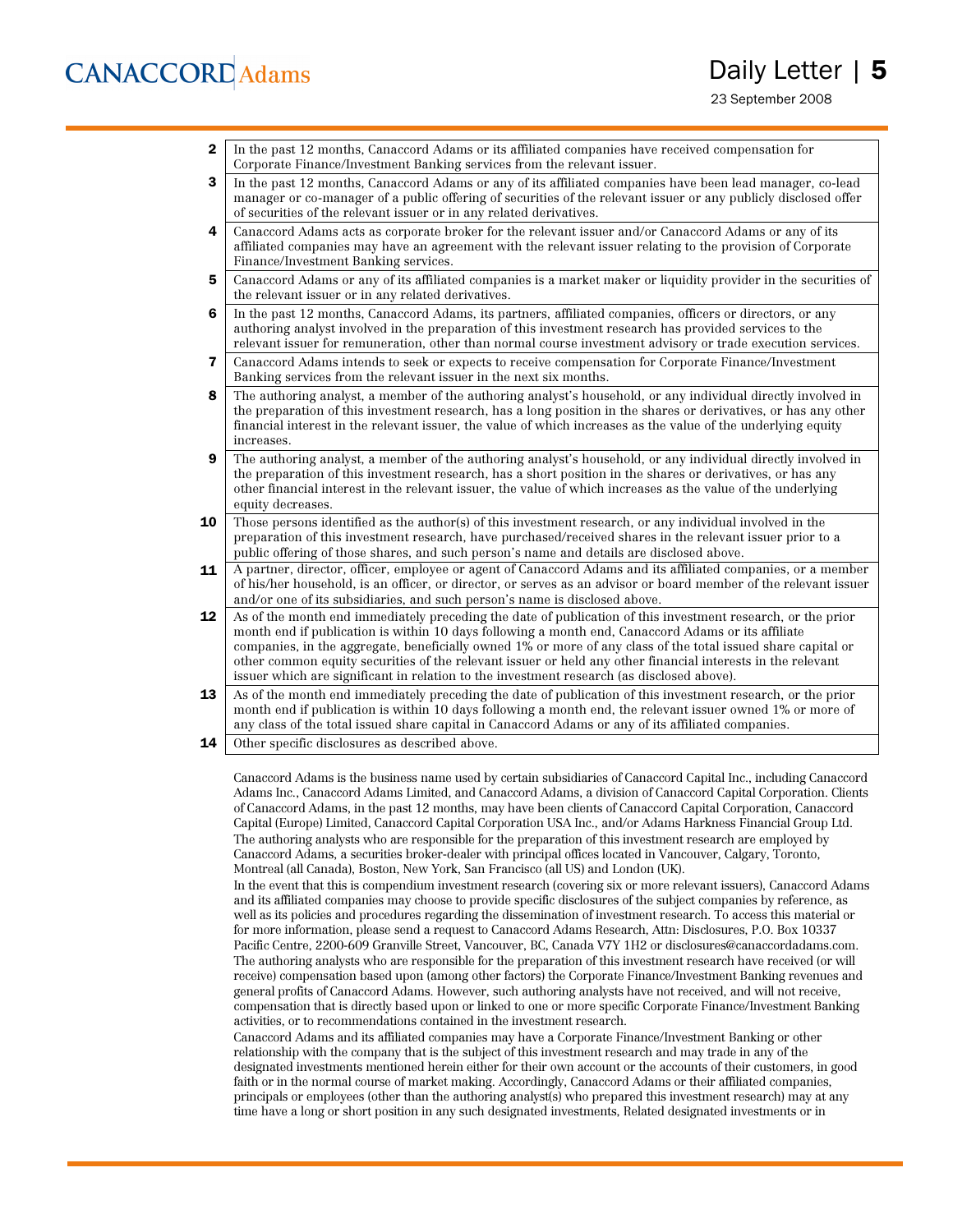| | |
|---|---|
| **2** | In the past 12 months, Canaccord Adams or its affiliated companies have received compensation for Corporate Finance/Investment Banking services from the relevant issuer. |
| **3** | In the past 12 months, Canaccord Adams or any of its affiliated companies have been lead manager, co-lead manager or co-manager of a public offering of securities of the relevant issuer or any publicly disclosed offer of securities of the relevant issuer or in any related derivatives. |
| **4** | Canaccord Adams acts as corporate broker for the relevant issuer and/or Canaccord Adams or any of its affiliated companies may have an agreement with the relevant issuer relating to the provision of Corporate Finance/Investment Banking services. |
| **5** | Canaccord Adams or any of its affiliated companies is a market maker or liquidity provider in the securities of the relevant issuer or in any related derivatives. |
| **6** | In the past 12 months, Canaccord Adams, its partners, affiliated companies, officers or directors, or any authoring analyst involved in the preparation of this investment research has provided services to the relevant issuer for remuneration, other than normal course investment advisory or trade execution services. |
| **7** | Canaccord Adams intends to seek or expects to receive compensation for Corporate Finance/Investment Banking services from the relevant issuer in the next six months. |
| **8** | The authoring analyst, a member of the authoring analyst's household, or any individual directly involved in the preparation of this investment research, has a long position in the shares or derivatives, or has any other financial interest in the relevant issuer, the value of which increases as the value of the underlying equity increases. |
| **9** | The authoring analyst, a member of the authoring analyst's household, or any individual directly involved in the preparation of this investment research, has a short position in the shares or derivatives, or has any other financial interest in the relevant issuer, the value of which increases as the value of the underlying equity decreases. |
| **10** | Those persons identified as the author(s) of this investment research, or any individual involved in the preparation of this investment research, have purchased/received shares in the relevant issuer prior to a public offering of those shares, and such person's name and details are disclosed above. |
| **11** | A partner, director, officer, employee or agent of Canaccord Adams and its affiliated companies, or a member of his/her household, is an officer, or director, or serves as an advisor or board member of the relevant issuer and/or one of its subsidiaries, and such person's name is disclosed above. |
| **12** | As of the month end immediately preceding the date of publication of this investment research, or the prior month end if publication is within 10 days following a month end, Canaccord Adams or its affiliate companies, in the aggregate, beneficially owned 1% or more of any class of the total issued share capital or other common equity securities of the relevant issuer or held any other financial interests in the relevant issuer which are significant in relation to the investment research (as disclosed above). |
| **13** | As of the month end immediately preceding the date of publication of this investment research, or the prior month end if publication is within 10 days following a month end, the relevant issuer owned 1% or more of any class of the total issued share capital in Canaccord Adams or any of its affiliated companies. |
| **14** | Other specific disclosures as described above. |

Canaccord Adams is the business name used by certain subsidiaries of Canaccord Capital Inc., including Canaccord Adams Inc., Canaccord Adams Limited, and Canaccord Adams, a division of Canaccord Capital Corporation. Clients of Canaccord Adams, in the past 12 months, may have been clients of Canaccord Capital Corporation, Canaccord Capital (Europe) Limited, Canaccord Capital Corporation USA Inc., and/or Adams Harkness Financial Group Ltd.

The authoring analysts who are responsible for the preparation of this investment research are employed by Canaccord Adams, a securities broker-dealer with principal offices located in Vancouver, Calgary, Toronto, Montreal (all Canada), Boston, New York, San Francisco (all US) and London (UK).

In the event that this is compendium investment research (covering six or more relevant issuers), Canaccord Adams and its affiliated companies may choose to provide specific disclosures of the subject companies by reference, as well as its policies and procedures regarding the dissemination of investment research. To access this material or for more information, please send a request to Canaccord Adams Research, Attn: Disclosures, P.O. Box 10337 Pacific Centre, 2200-609 Granville Street, Vancouver, BC, Canada V7Y 1H2 or disclosures@canaccordadams.com.

The authoring analysts who are responsible for the preparation of this investment research have received (or will receive) compensation based upon (among other factors) the Corporate Finance/Investment Banking revenues and general profits of Canaccord Adams. However, such authoring analysts have not received, and will not receive, compensation that is directly based upon or linked to one or more specific Corporate Finance/Investment Banking activities, or to recommendations contained in the investment research.

Canaccord Adams and its affiliated companies may have a Corporate Finance/Investment Banking or other relationship with the company that is the subject of this investment research and may trade in any of the designated investments mentioned herein either for their own account or the accounts of their customers, in good faith or in the normal course of market making. Accordingly, Canaccord Adams or their affiliated companies, principals or employees (other than the authoring analyst(s) who prepared this investment research) may at any time have a long or short position in any such designated investments, Related designated investments or in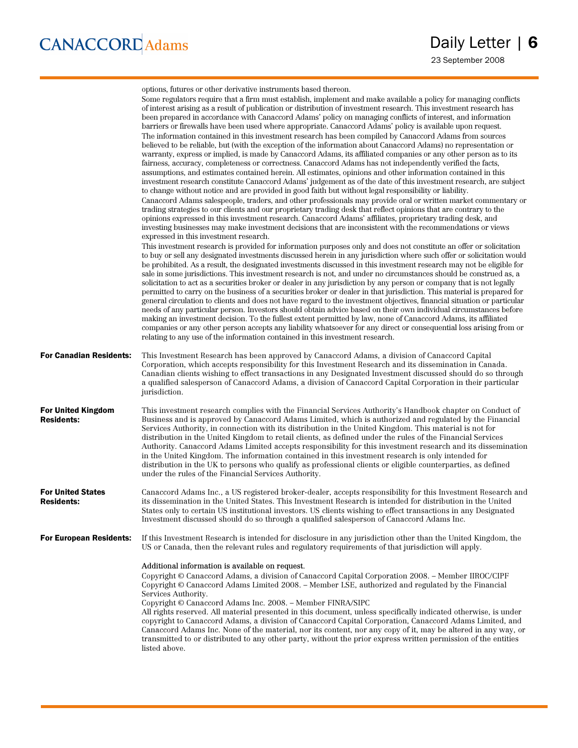options, futures or other derivative instruments based thereon.

Some regulators require that a firm must establish, implement and make available a policy for managing conflicts of interest arising as a result of publication or distribution of investment research. This investment research has been prepared in accordance with Canaccord Adams' policy on managing conflicts of interest, and information barriers or firewalls have been used where appropriate. Canaccord Adams' policy is available upon request.

The information contained in this investment research has been compiled by Canaccord Adams from sources believed to be reliable, but (with the exception of the information about Canaccord Adams) no representation or warranty, express or implied, is made by Canaccord Adams, its affiliated companies or any other person as to its fairness, accuracy, completeness or correctness. Canaccord Adams has not independently verified the facts, assumptions, and estimates contained herein. All estimates, opinions and other information contained in this investment research constitute Canaccord Adams' judgement as of the date of this investment research, are subject to change without notice and are provided in good faith but without legal responsibility or liability.

Canaccord Adams salespeople, traders, and other professionals may provide oral or written market commentary or trading strategies to our clients and our proprietary trading desk that reflect opinions that are contrary to the opinions expressed in this investment research. Canaccord Adams' affiliates, proprietary trading desk, and investing businesses may make investment decisions that are inconsistent with the recommendations or views expressed in this investment research.

This investment research is provided for information purposes only and does not constitute an offer or solicitation to buy or sell any designated investments discussed herein in any jurisdiction where such offer or solicitation would be prohibited. As a result, the designated investments discussed in this investment research may not be eligible for sale in some jurisdictions. This investment research is not, and under no circumstances should be construed as, a solicitation to act as a securities broker or dealer in any jurisdiction by any person or company that is not legally permitted to carry on the business of a securities broker or dealer in that jurisdiction. This material is prepared for general circulation to clients and does not have regard to the investment objectives, financial situation or particular needs of any particular person. Investors should obtain advice based on their own individual circumstances before making an investment decision. To the fullest extent permitted by law, none of Canaccord Adams, its affiliated companies or any other person accepts any liability whatsoever for any direct or consequential loss arising from or relating to any use of the information contained in this investment research.

**For Canadian Residents:** This Investment Research has been approved by Canaccord Adams, a division of Canaccord Capital Corporation, which accepts responsibility for this Investment Research and its dissemination in Canada. Canadian clients wishing to effect transactions in any Designated Investment discussed should do so through a qualified salesperson of Canaccord Adams, a division of Canaccord Capital Corporation in their particular jurisdiction.

**For United Kingdom Residents:** This investment research complies with the Financial Services Authority's Handbook chapter on Conduct of Business and is approved by Canaccord Adams Limited, which is authorized and regulated by the Financial Services Authority, in connection with its distribution in the United Kingdom. This material is not for distribution in the United Kingdom to retail clients, as defined under the rules of the Financial Services Authority. Canaccord Adams Limited accepts responsibility for this investment research and its dissemination in the United Kingdom. The information contained in this investment research is only intended for distribution in the UK to persons who qualify as professional clients or eligible counterparties, as defined under the rules of the Financial Services Authority.

**For United States Residents:** Canaccord Adams Inc., a US registered broker-dealer, accepts responsibility for this Investment Research and its dissemination in the United States. This Investment Research is intended for distribution in the United States only to certain US institutional investors. US clients wishing to effect transactions in any Designated Investment discussed should do so through a qualified salesperson of Canaccord Adams Inc.

**For European Residents:** If this Investment Research is intended for disclosure in any jurisdiction other than the United Kingdom, the US or Canada, then the relevant rules and regulatory requirements of that jurisdiction will apply.

Additional information is available on request.

Copyright © Canaccord Adams, a division of Canaccord Capital Corporation 2008. – Member IIROC/CIPF

Copyright © Canaccord Adams Limited 2008. – Member LSE, authorized and regulated by the Financial Services Authority.

Copyright © Canaccord Adams Inc. 2008. – Member FINRA/SIPC

All rights reserved. All material presented in this document, unless specifically indicated otherwise, is under copyright to Canaccord Adams, a division of Canaccord Capital Corporation, Canaccord Adams Limited, and Canaccord Adams Inc. None of the material, nor its content, nor any copy of it, may be altered in any way, or transmitted to or distributed to any other party, without the prior express written permission of the entities listed above.